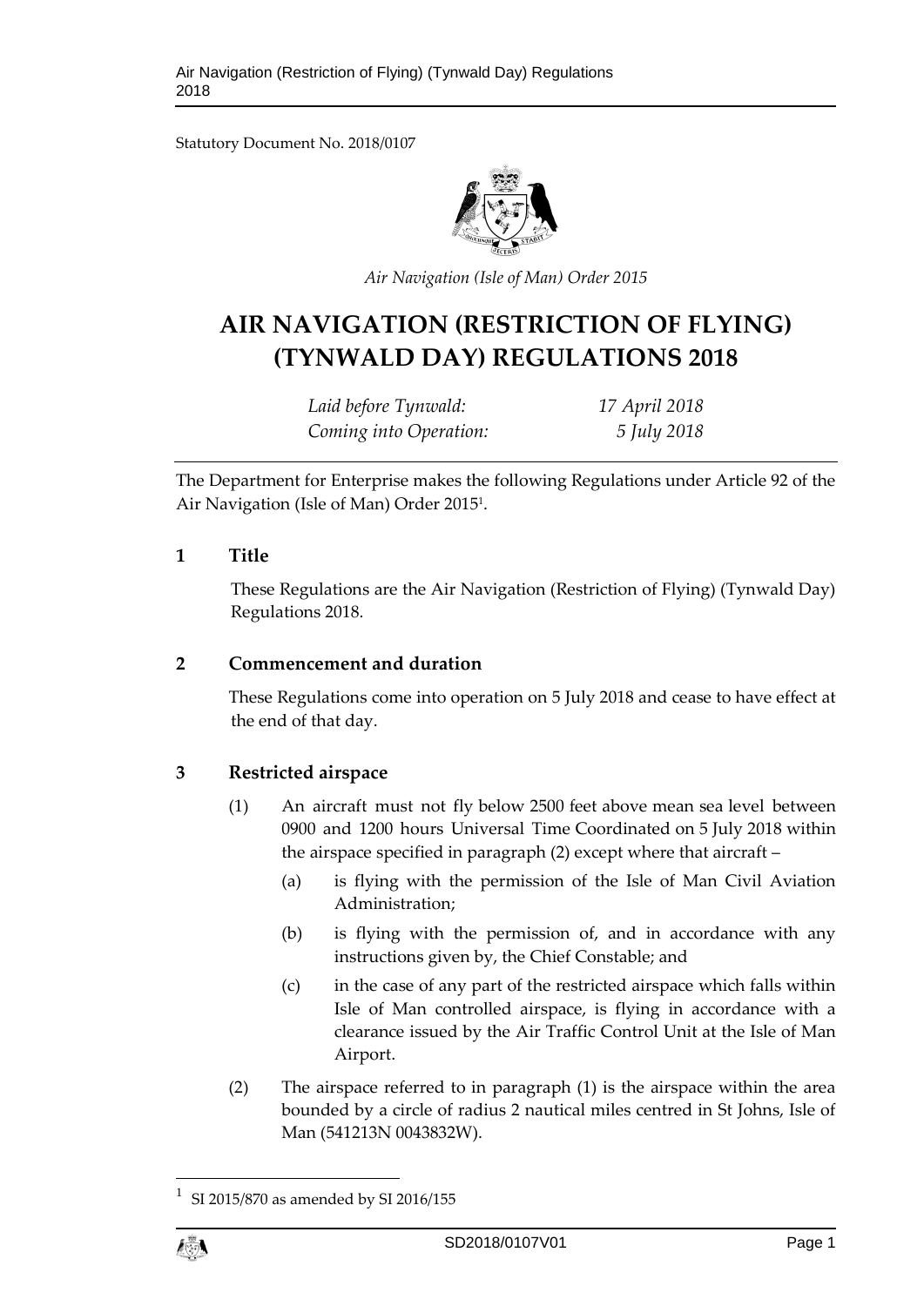Statutory Document No. 2018/0107

*Air Navigation (Isle of Man) Order 2015*

# AIR NAVIGATION (RESTRICTION OF FLYING) (TYNWALD DAY) REGULATIONS 2018

| | |
|---|---|
| *Laid before Tynwald:* | *17 April 2018* |
| *Coming into Operation:* | *5 July 2018* |

The Department for Enterprise makes the following Regulations under Article 92 of the Air Navigation (Isle of Man) Order 2015[1].

## 1 Title

These Regulations are the Air Navigation (Restriction of Flying) (Tynwald Day) Regulations 2018.

## 2 Commencement and duration

These Regulations come into operation on 5 July 2018 and cease to have effect at the end of that day.

## 3 Restricted airspace

(1) An aircraft must not fly below 2500 feet above mean sea level between 0900 and 1200 hours Universal Time Coordinated on 5 July 2018 within the airspace specified in paragraph (2) except where that aircraft –

(a) is flying with the permission of the Isle of Man Civil Aviation Administration;

(b) is flying with the permission of, and in accordance with any instructions given by, the Chief Constable; and

(c) in the case of any part of the restricted airspace which falls within Isle of Man controlled airspace, is flying in accordance with a clearance issued by the Air Traffic Control Unit at the Isle of Man Airport.

(2) The airspace referred to in paragraph (1) is the airspace within the area bounded by a circle of radius 2 nautical miles centred in St Johns, Isle of Man (541213N 0043832W).

---

[1] SI 2015/870 as amended by SI 2016/155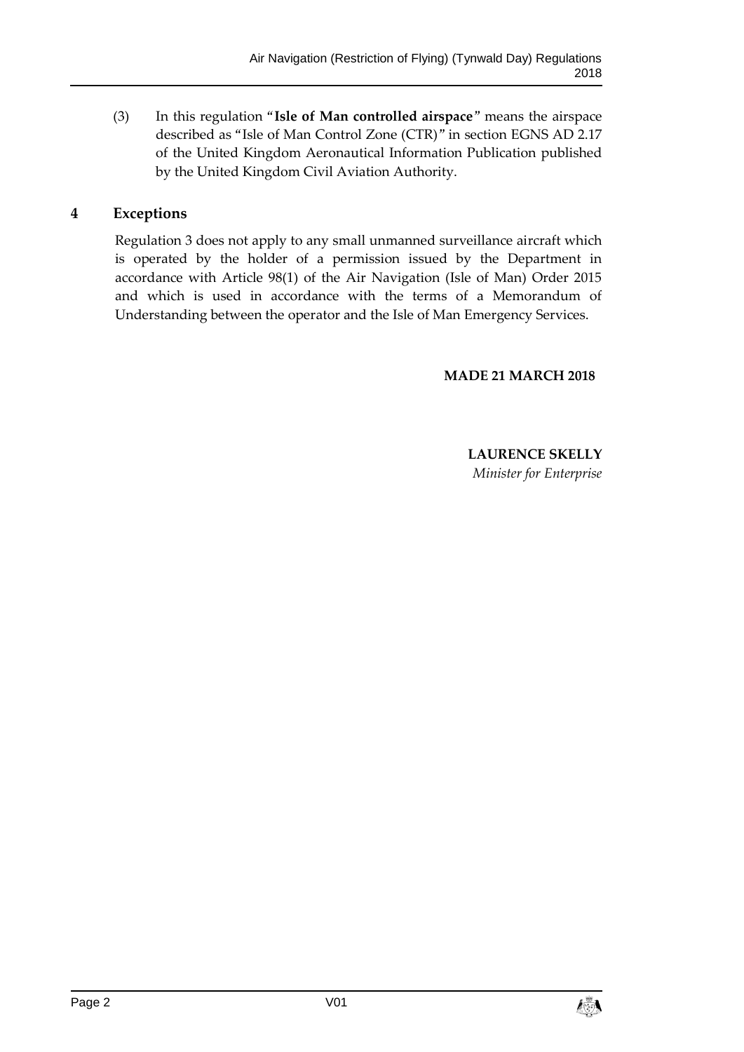(3) In this regulation "**Isle of Man controlled airspace**" means the airspace described as "Isle of Man Control Zone (CTR)" in section EGNS AD 2.17 of the United Kingdom Aeronautical Information Publication published by the United Kingdom Civil Aviation Authority.

## 4 Exceptions

Regulation 3 does not apply to any small unmanned surveillance aircraft which is operated by the holder of a permission issued by the Department in accordance with Article 98(1) of the Air Navigation (Isle of Man) Order 2015 and which is used in accordance with the terms of a Memorandum of Understanding between the operator and the Isle of Man Emergency Services.

**MADE 21 MARCH 2018**

**LAURENCE SKELLY**
*Minister for Enterprise*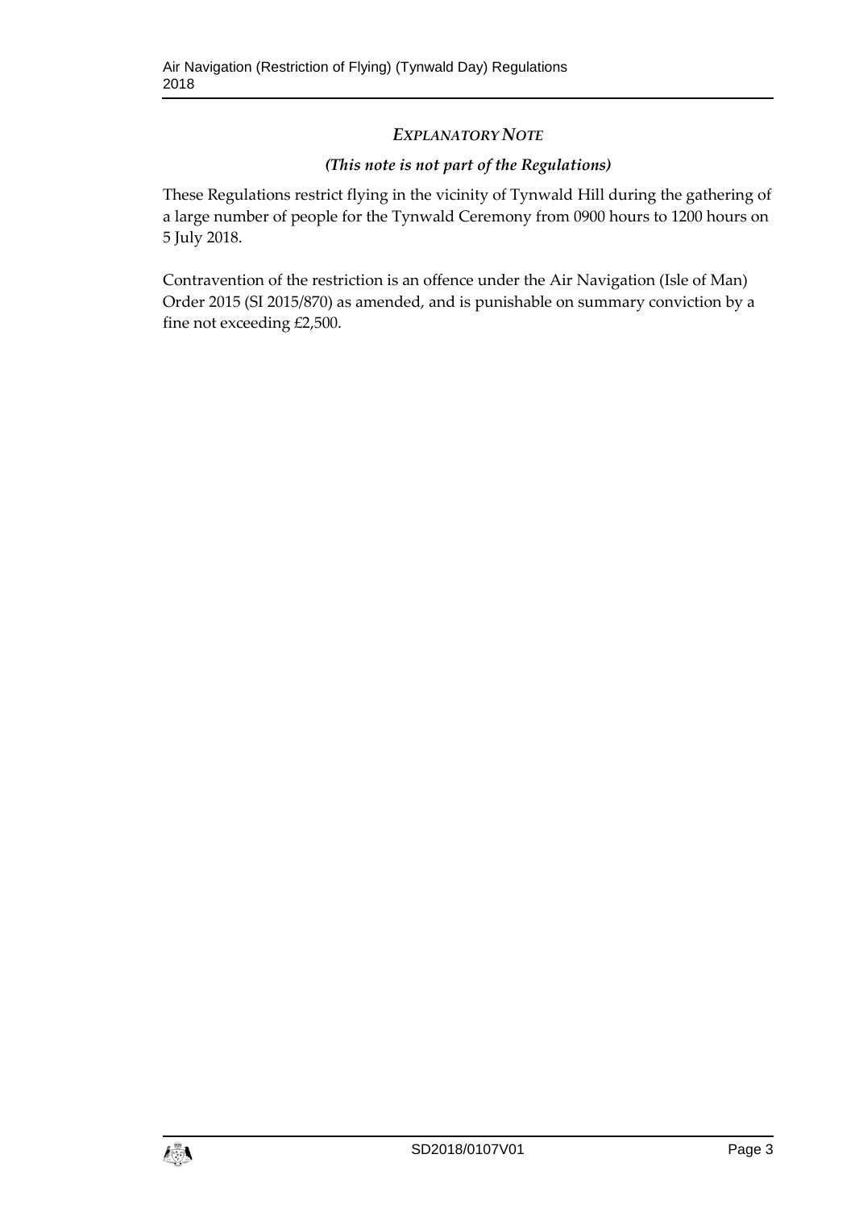## *EXPLANATORY NOTE*

***(This note is not part of the Regulations)***

These Regulations restrict flying in the vicinity of Tynwald Hill during the gathering of a large number of people for the Tynwald Ceremony from 0900 hours to 1200 hours on 5 July 2018.

Contravention of the restriction is an offence under the Air Navigation (Isle of Man) Order 2015 (SI 2015/870) as amended, and is punishable on summary conviction by a fine not exceeding £2,500.